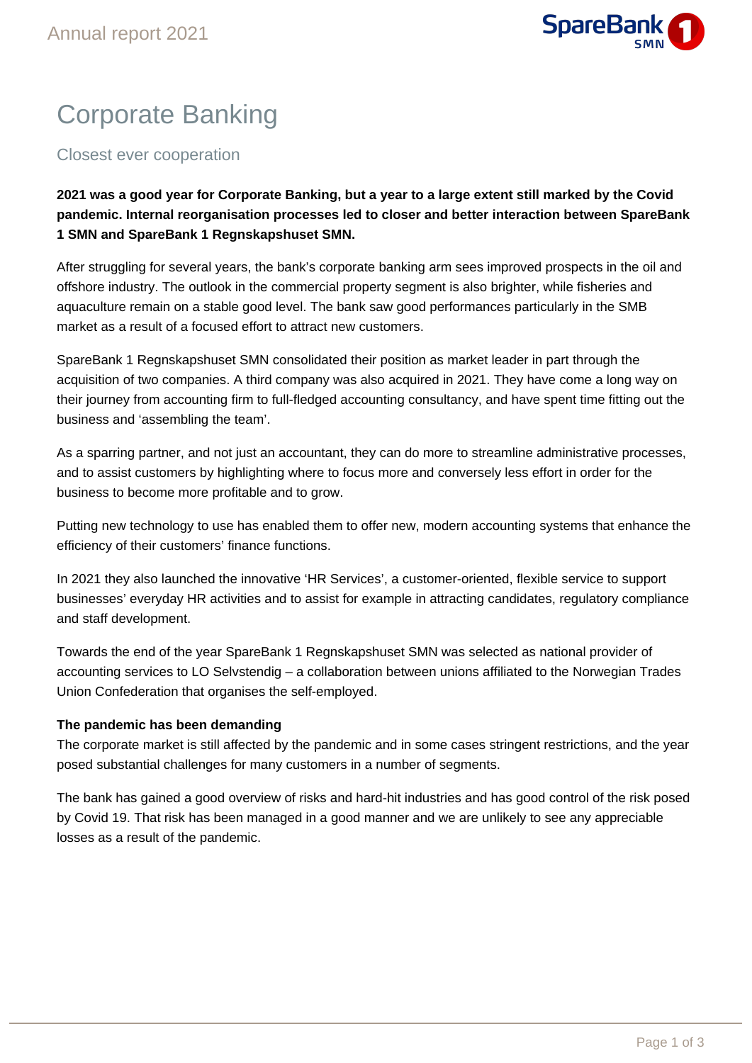# Corporate Banking

## Closest ever cooperation

**2021 was a good year for Corporate Banking, but a year to a large extent still marked by the Covid pandemic. Internal reorganisation processes led to closer and better interaction between SpareBank 1 SMN and SpareBank 1 Regnskapshuset SMN.**

After struggling for several years, the bank's corporate banking arm sees improved prospects in the oil and offshore industry. The outlook in the commercial property segment is also brighter, while fisheries and aquaculture remain on a stable good level. The bank saw good performances particularly in the SMB market as a result of a focused effort to attract new customers.

SpareBank 1 Regnskapshuset SMN consolidated their position as market leader in part through the acquisition of two companies. A third company was also acquired in 2021. They have come a long way on their journey from accounting firm to full-fledged accounting consultancy, and have spent time fitting out the business and 'assembling the team'.

As a sparring partner, and not just an accountant, they can do more to streamline administrative processes, and to assist customers by highlighting where to focus more and conversely less effort in order for the business to become more profitable and to grow.

Putting new technology to use has enabled them to offer new, modern accounting systems that enhance the efficiency of their customers' finance functions.

In 2021 they also launched the innovative 'HR Services', a customer-oriented, flexible service to support businesses' everyday HR activities and to assist for example in attracting candidates, regulatory compliance and staff development.

Towards the end of the year SpareBank 1 Regnskapshuset SMN was selected as national provider of accounting services to LO Selvstendig – a collaboration between unions affiliated to the Norwegian Trades Union Confederation that organises the self-employed.

**The pandemic has been demanding**

The corporate market is still affected by the pandemic and in some cases stringent restrictions, and the year posed substantial challenges for many customers in a number of segments.

The bank has gained a good overview of risks and hard-hit industries and has good control of the risk posed by Covid 19. That risk has been managed in a good manner and we are unlikely to see any appreciable losses as a result of the pandemic.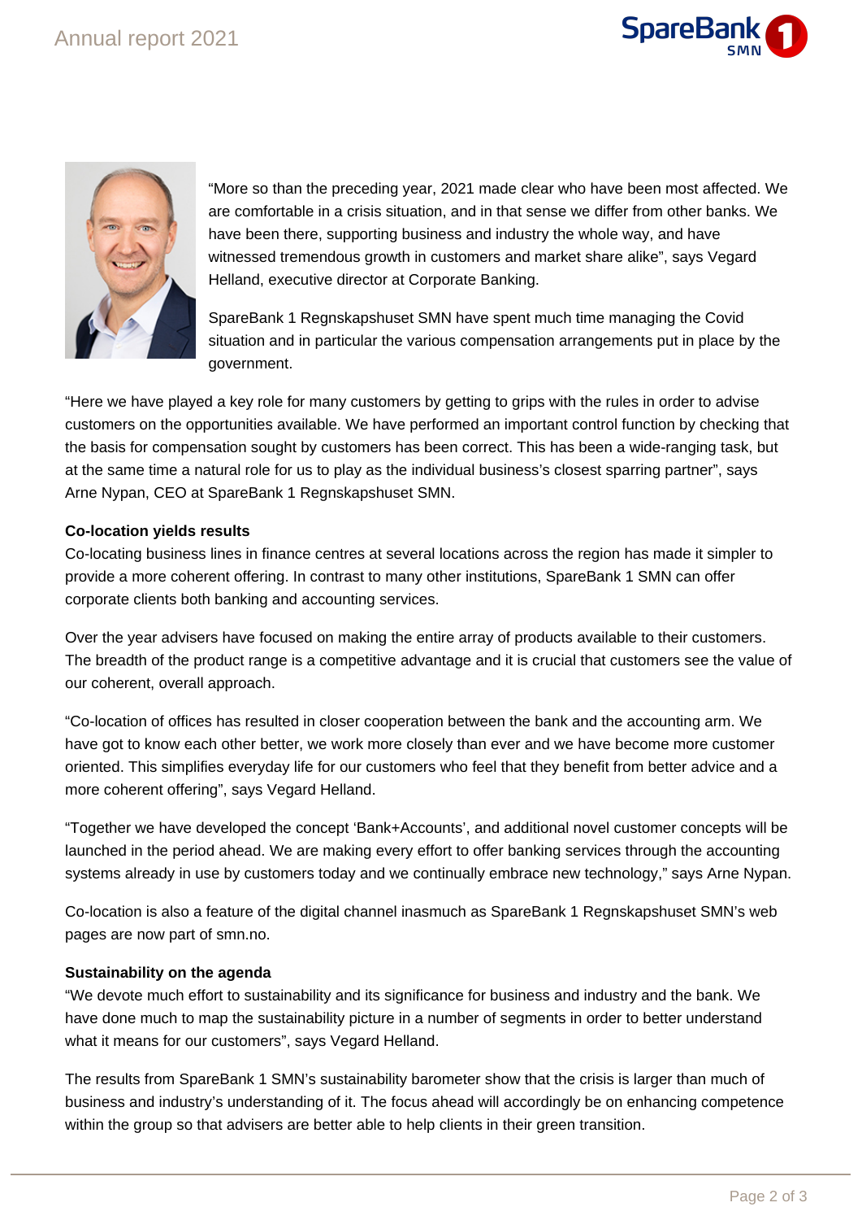"More so than the preceding year, 2021 made clear who have been most affected. We are comfortable in a crisis situation, and in that sense we differ from other banks. We have been there, supporting business and industry the whole way, and have witnessed tremendous growth in customers and market share alike", says Vegard Helland, executive director at Corporate Banking.

SpareBank 1 Regnskapshuset SMN have spent much time managing the Covid situation and in particular the various compensation arrangements put in place by the government.

"Here we have played a key role for many customers by getting to grips with the rules in order to advise customers on the opportunities available. We have performed an important control function by checking that the basis for compensation sought by customers has been correct. This has been a wide-ranging task, but at the same time a natural role for us to play as the individual business's closest sparring partner", says Arne Nypan, CEO at SpareBank 1 Regnskapshuset SMN.

**Co-location yields results**

Co-locating business lines in finance centres at several locations across the region has made it simpler to provide a more coherent offering. In contrast to many other institutions, SpareBank 1 SMN can offer corporate clients both banking and accounting services.

Over the year advisers have focused on making the entire array of products available to their customers. The breadth of the product range is a competitive advantage and it is crucial that customers see the value of our coherent, overall approach.

"Co-location of offices has resulted in closer cooperation between the bank and the accounting arm. We have got to know each other better, we work more closely than ever and we have become more customer oriented. This simplifies everyday life for our customers who feel that they benefit from better advice and a more coherent offering", says Vegard Helland.

"Together we have developed the concept 'Bank+Accounts', and additional novel customer concepts will be launched in the period ahead. We are making every effort to offer banking services through the accounting systems already in use by customers today and we continually embrace new technology," says Arne Nypan.

Co-location is also a feature of the digital channel inasmuch as SpareBank 1 Regnskapshuset SMN's web pages are now part of smn.no.

**Sustainability on the agenda**

"We devote much effort to sustainability and its significance for business and industry and the bank. We have done much to map the sustainability picture in a number of segments in order to better understand what it means for our customers", says Vegard Helland.

The results from SpareBank 1 SMN's sustainability barometer show that the crisis is larger than much of business and industry's understanding of it. The focus ahead will accordingly be on enhancing competence within the group so that advisers are better able to help clients in their green transition.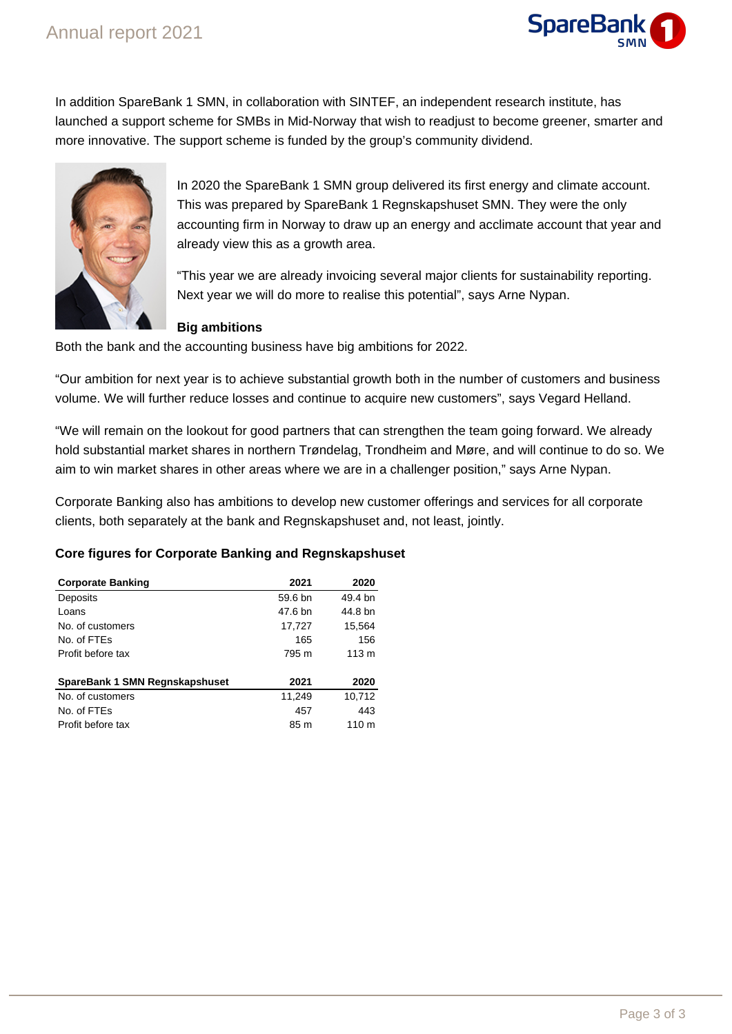In addition SpareBank 1 SMN, in collaboration with SINTEF, an independent research institute, has launched a support scheme for SMBs in Mid-Norway that wish to readjust to become greener, smarter and more innovative. The support scheme is funded by the group's community dividend.

In 2020 the SpareBank 1 SMN group delivered its first energy and climate account. This was prepared by SpareBank 1 Regnskapshuset SMN. They were the only accounting firm in Norway to draw up an energy and acclimate account that year and already view this as a growth area.

"This year we are already invoicing several major clients for sustainability reporting. Next year we will do more to realise this potential", says Arne Nypan.

**Big ambitions**

Both the bank and the accounting business have big ambitions for 2022.

"Our ambition for next year is to achieve substantial growth both in the number of customers and business volume. We will further reduce losses and continue to acquire new customers", says Vegard Helland.

"We will remain on the lookout for good partners that can strengthen the team going forward. We already hold substantial market shares in northern Trøndelag, Trondheim and Møre, and will continue to do so. We aim to win market shares in other areas where we are in a challenger position," says Arne Nypan.

Corporate Banking also has ambitions to develop new customer offerings and services for all corporate clients, both separately at the bank and Regnskapshuset and, not least, jointly.

**Core figures for Corporate Banking and Regnskapshuset**

| **Corporate Banking** | **2021** | **2020** |
|---|---|---|
| Deposits | 59.6 bn | 49.4 bn |
| Loans | 47.6 bn | 44.8 bn |
| No. of customers | 17,727 | 15,564 |
| No. of FTEs | 165 | 156 |
| Profit before tax | 795 m | 113 m |
| | | |
| **SpareBank 1 SMN Regnskapshuset** | **2021** | **2020** |
| No. of customers | 11,249 | 10,712 |
| No. of FTEs | 457 | 443 |
| Profit before tax | 85 m | 110 m |